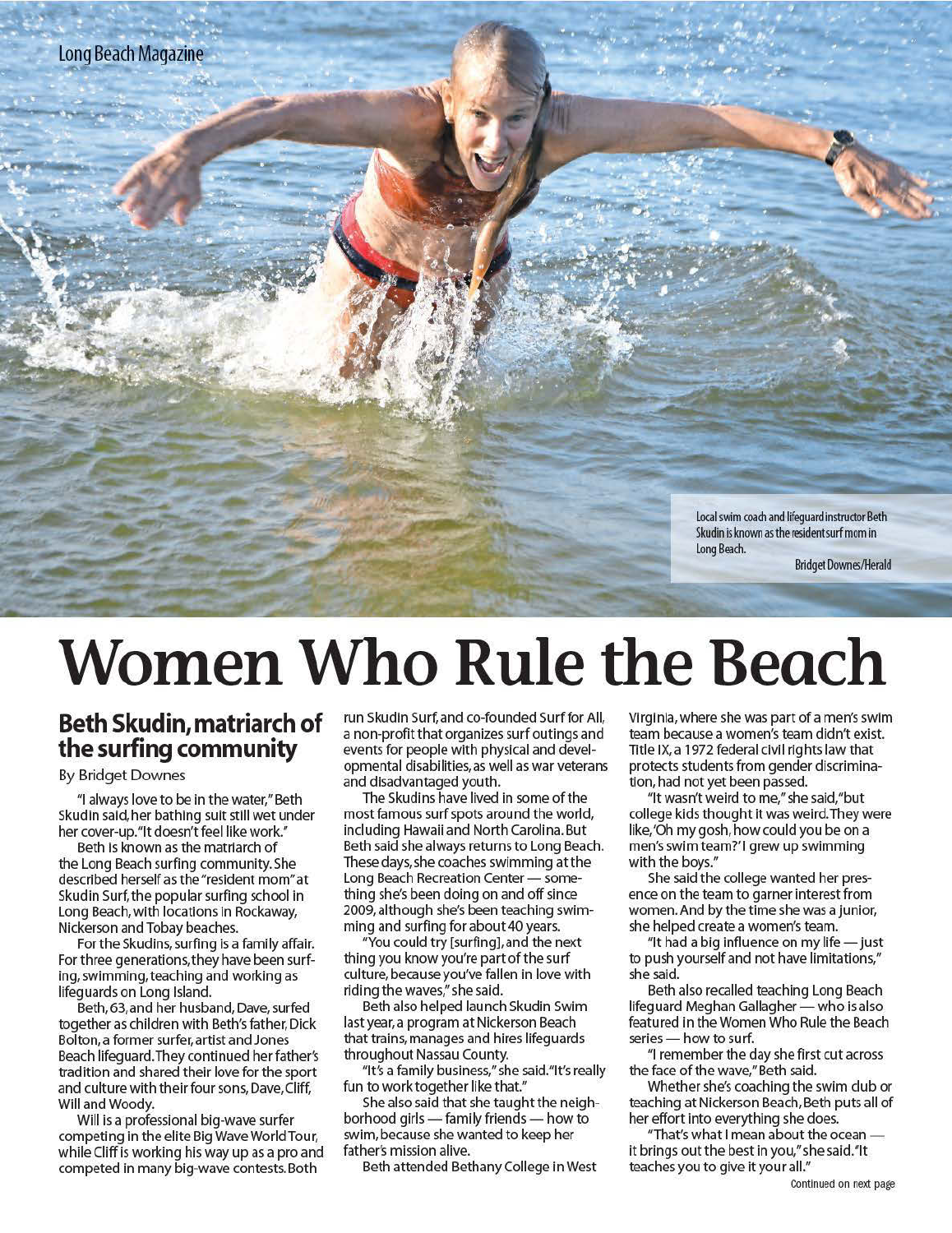Local swim coach and lifeguard instructor Beth Skudin is known as the resident surf mom in Long Beach.

Bridget Downes/Herald

# Women Who Rule the Beach

## Beth Skudin, matriarch of the surfing community

By Bridget Downes

"I always love to be in the water," Beth Skudin said, her bathing suit still wet under her cover-up. "It doesn't feel like work."

Beth is known as the matriarch of the Long Beach surfing community. She described herself as the "resident mom" at Skudin Surf, the popular surfing school in Long Beach, with locations in Rockaway, Nickerson and Tobay beaches.

For the Skudins, surfing is a family affair. For three generations, they have been surfing, swimming, teaching and working as lifeguards on Long Island.

Beth, 63, and her husband, Dave, surfed together as children with Beth's father, Dick Bolton, a former surfer, artist and Jones Beach lifeguard. They continued her father's tradition and shared their love for the sport and culture with their four sons, Dave, Cliff, Will and Woody.

Will is a professional big-wave surfer competing in the elite Big Wave World Tour, while Cliff is working his way up as a pro and competed in many big-wave contests. Both run Skudin Surf, and co-founded Surf for All, a non-profit that organizes surf outings and events for people with physical and developmental disabilities, as well as war veterans and disadvantaged youth.

The Skudins have lived in some of the most famous surf spots around the world, including Hawaii and North Carolina. But Beth said she always returns to Long Beach. These days, she coaches swimming at the Long Beach Recreation Center — something she's been doing on and off since 2009, although she's been teaching swimming and surfing for about 40 years.

"You could try [surfing], and the next thing you know you're part of the surf culture, because you've fallen in love with riding the waves," she said.

Beth also helped launch Skudin Swim last year, a program at Nickerson Beach that trains, manages and hires lifeguards throughout Nassau County.

"It's a family business," she said. "It's really fun to work together like that."

She also said that she taught the neighborhood girls — family friends — how to swim, because she wanted to keep her father's mission alive.

Beth attended Bethany College in West Virginia, where she was part of a men's swim team because a women's team didn't exist. Title IX, a 1972 federal civil rights law that protects students from gender discrimination, had not yet been passed.

"It wasn't weird to me," she said, "but college kids thought it was weird. They were like, 'Oh my gosh, how could you be on a men's swim team?' I grew up swimming with the boys."

She said the college wanted her presence on the team to garner interest from women. And by the time she was a junior, she helped create a women's team.

"It had a big influence on my life — just to push yourself and not have limitations," she said.

Beth also recalled teaching Long Beach lifeguard Meghan Gallagher — who is also featured in the Women Who Rule the Beach series — how to surf.

"I remember the day she first cut across the face of the wave," Beth said.

Whether she's coaching the swim club or teaching at Nickerson Beach, Beth puts all of her effort into everything she does.

"That's what I mean about the ocean — it brings out the best in you," she said. "It teaches you to give it your all."

Continued on next page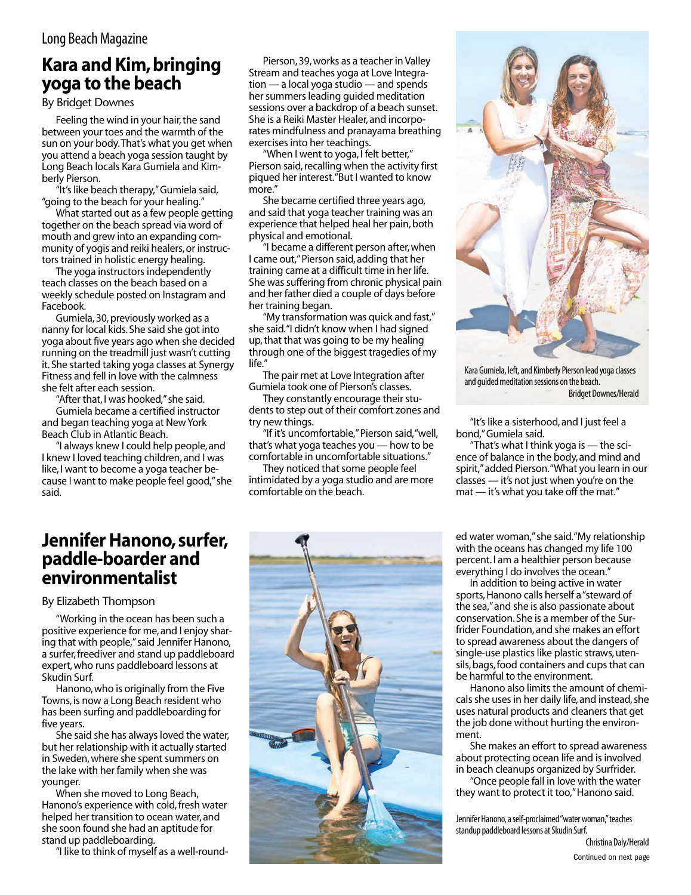## Kara and Kim, bringing yoga to the beach

By Bridget Downes

Feeling the wind in your hair, the sand between your toes and the warmth of the sun on your body. That's what you get when you attend a beach yoga session taught by Long Beach locals Kara Gumiela and Kimberly Pierson.

"It's like beach therapy," Gumiela said, "going to the beach for your healing."

What started out as a few people getting together on the beach spread via word of mouth and grew into an expanding community of yogis and reiki healers, or instructors trained in holistic energy healing.

The yoga instructors independently teach classes on the beach based on a weekly schedule posted on Instagram and Facebook.

Gumiela, 30, previously worked as a nanny for local kids. She said she got into yoga about five years ago when she decided running on the treadmill just wasn't cutting it. She started taking yoga classes at Synergy Fitness and fell in love with the calmness she felt after each session.

"After that, I was hooked," she said.

Gumiela became a certified instructor and began teaching yoga at New York Beach Club in Atlantic Beach.

"I always knew I could help people, and I knew I loved teaching children, and I was like, I want to become a yoga teacher because I want to make people feel good," she said.

Pierson, 39, works as a teacher in Valley Stream and teaches yoga at Love Integration — a local yoga studio — and spends her summers leading guided meditation sessions over a backdrop of a beach sunset. She is a Reiki Master Healer, and incorporates mindfulness and pranayama breathing exercises into her teachings.

"When I went to yoga, I felt better," Pierson said, recalling when the activity first piqued her interest. "But I wanted to know more."

She became certified three years ago, and said that yoga teacher training was an experience that helped heal her pain, both physical and emotional.

"I became a different person after, when I came out," Pierson said, adding that her training came at a difficult time in her life. She was suffering from chronic physical pain and her father died a couple of days before her training began.

"My transformation was quick and fast," she said. "I didn't know when I had signed up, that that was going to be my healing through one of the biggest tragedies of my life."

The pair met at Love Integration after Gumiela took one of Pierson's classes.

They constantly encourage their students to step out of their comfort zones and try new things.

"If it's uncomfortable," Pierson said, "well, that's what yoga teaches you — how to be comfortable in uncomfortable situations."

They noticed that some people feel intimidated by a yoga studio and are more comfortable on the beach.

Kara Gumiela, left, and Kimberly Pierson lead yoga classes and guided meditation sessions on the beach.
Bridget Downes/Herald

"It's like a sisterhood, and I just feel a bond," Gumiela said.

"That's what I think yoga is — the science of balance in the body, and mind and spirit," added Pierson. "What you learn in our classes — it's not just when you're on the mat — it's what you take off the mat."

## Jennifer Hanono, surfer, paddle-boarder and environmentalist

By Elizabeth Thompson

"Working in the ocean has been such a positive experience for me, and I enjoy sharing that with people," said Jennifer Hanono, a surfer, freediver and stand up paddleboard expert, who runs paddleboard lessons at Skudin Surf.

Hanono, who is originally from the Five Towns, is now a Long Beach resident who has been surfing and paddleboarding for five years.

She said she has always loved the water, but her relationship with it actually started in Sweden, where she spent summers on the lake with her family when she was younger.

When she moved to Long Beach, Hanono's experience with cold, fresh water helped her transition to ocean water, and she soon found she had an aptitude for stand up paddleboarding.

"I like to think of myself as a well-rounded water woman," she said. "My relationship with the oceans has changed my life 100 percent. I am a healthier person because everything I do involves the ocean."

In addition to being active in water sports, Hanono calls herself a "steward of the sea," and she is also passionate about conservation. She is a member of the Surfrider Foundation, and she makes an effort to spread awareness about the dangers of single-use plastics like plastic straws, utensils, bags, food containers and cups that can be harmful to the environment.

Hanono also limits the amount of chemicals she uses in her daily life, and instead, she uses natural products and cleaners that get the job done without hurting the environment.

She makes an effort to spread awareness about protecting ocean life and is involved in beach cleanups organized by Surfrider.

"Once people fall in love with the water they want to protect it too," Hanono said.

Jennifer Hanono, a self-proclaimed "water woman," teaches standup paddleboard lessons at Skudin Surf.
Christina Daly/Herald

Continued on next page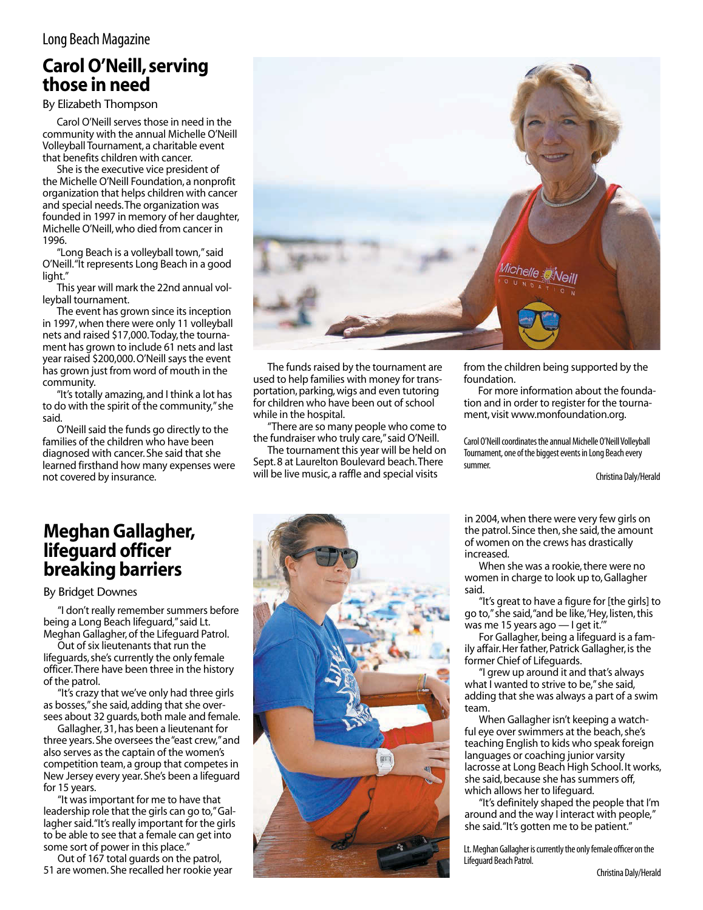## Carol O'Neill, serving those in need

By Elizabeth Thompson

Carol O'Neill serves those in need in the community with the annual Michelle O'Neill Volleyball Tournament, a charitable event that benefits children with cancer.

She is the executive vice president of the Michelle O'Neill Foundation, a nonprofit organization that helps children with cancer and special needs. The organization was founded in 1997 in memory of her daughter, Michelle O'Neill, who died from cancer in 1996.

"Long Beach is a volleyball town," said O'Neill. "It represents Long Beach in a good light."

This year will mark the 22nd annual volleyball tournament.

The event has grown since its inception in 1997, when there were only 11 volleyball nets and raised $17,000. Today, the tournament has grown to include 61 nets and last year raised $200,000. O'Neill says the event has grown just from word of mouth in the community.

"It's totally amazing, and I think a lot has to do with the spirit of the community," she said.

O'Neill said the funds go directly to the families of the children who have been diagnosed with cancer. She said that she learned firsthand how many expenses were not covered by insurance.

The funds raised by the tournament are used to help families with money for transportation, parking, wigs and even tutoring for children who have been out of school while in the hospital.

"There are so many people who come to the fundraiser who truly care," said O'Neill.

The tournament this year will be held on Sept. 8 at Laurelton Boulevard beach. There will be live music, a raffle and special visits from the children being supported by the foundation.

For more information about the foundation and in order to register for the tournament, visit www.monfoundation.org.

Carol O'Neill coordinates the annual Michelle O'Neill Volleyball Tournament, one of the biggest events in Long Beach every summer.

Christina Daly/Herald

## Meghan Gallagher, lifeguard officer breaking barriers

By Bridget Downes

"I don't really remember summers before being a Long Beach lifeguard," said Lt. Meghan Gallagher, of the Lifeguard Patrol.

Out of six lieutenants that run the lifeguards, she's currently the only female officer. There have been three in the history of the patrol.

"It's crazy that we've only had three girls as bosses," she said, adding that she oversees about 32 guards, both male and female.

Gallagher, 31, has been a lieutenant for three years. She oversees the "east crew," and also serves as the captain of the women's competition team, a group that competes in New Jersey every year. She's been a lifeguard for 15 years.

"It was important for me to have that leadership role that the girls can go to," Gallagher said. "It's really important for the girls to be able to see that a female can get into some sort of power in this place."

Out of 167 total guards on the patrol, 51 are women. She recalled her rookie year in 2004, when there were very few girls on the patrol. Since then, she said, the amount of women on the crews has drastically increased.

When she was a rookie, there were no women in charge to look up to, Gallagher said.

"It's great to have a figure for [the girls] to go to," she said, "and be like, 'Hey, listen, this was me 15 years ago — I get it.'"

For Gallagher, being a lifeguard is a family affair. Her father, Patrick Gallagher, is the former Chief of Lifeguards.

"I grew up around it and that's always what I wanted to strive to be," she said, adding that she was always a part of a swim team.

When Gallagher isn't keeping a watchful eye over swimmers at the beach, she's teaching English to kids who speak foreign languages or coaching junior varsity lacrosse at Long Beach High School. It works, she said, because she has summers off, which allows her to lifeguard.

"It's definitely shaped the people that I'm around and the way I interact with people," she said. "It's gotten me to be patient."

Lt. Meghan Gallagher is currently the only female officer on the Lifeguard Beach Patrol.

Christina Daly/Herald